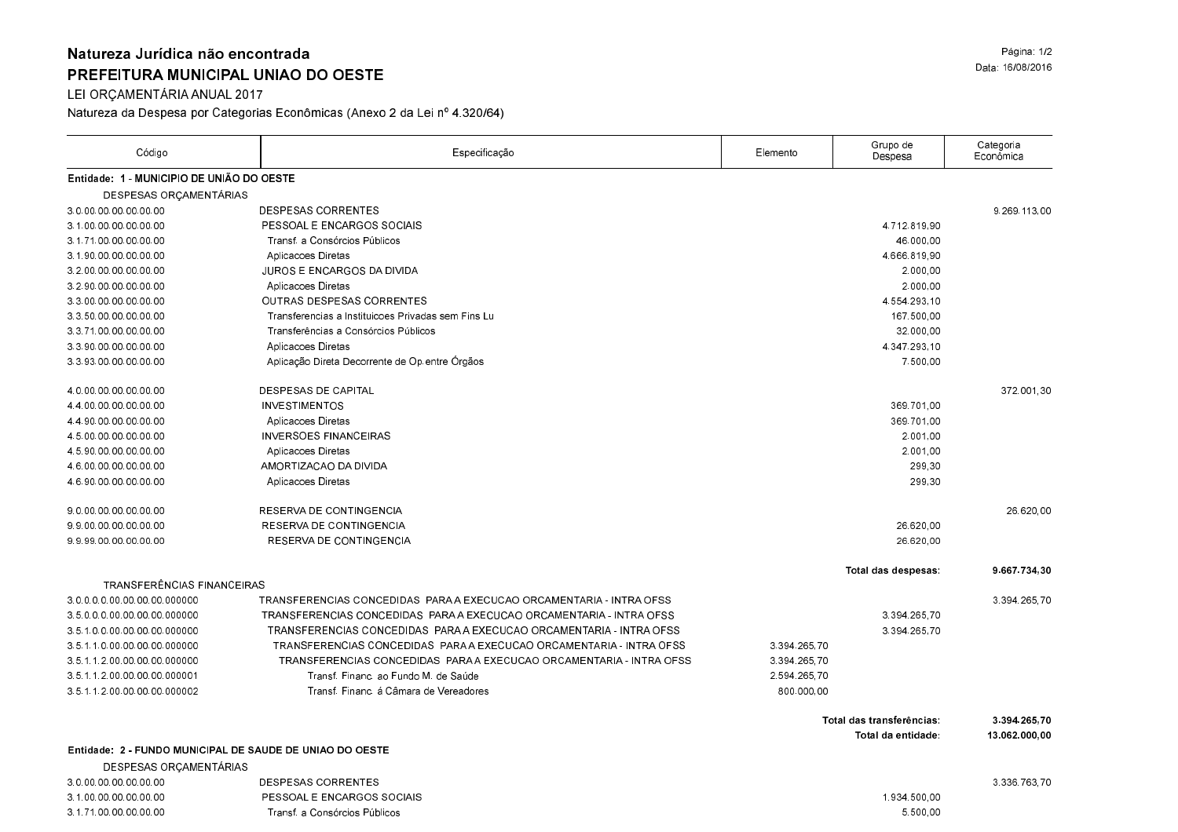**Natureza Jurídica não encontrada**

# PREFEITURA MUNICIPAL UNIAO DO OESTE

LEI ORÇAMENTÁRIA ANUAL 2017

Natureza da Despesa por Categorias Econômicas (Anexo 2 da Lei nº 4.320/64)

Data: 16/08/2016

| Código | Especificação | Elemento | Grupo de Despesa | Categoria Econômica |
|---|---|---|---|---|
| **Entidade: 1 - MUNICIPIO DE UNIÃO DO OESTE** | | | | |
| DESPESAS ORÇAMENTÁRIAS | | | | |
| 3.0.00.00.00.00.00.00 | DESPESAS CORRENTES | | | 9.269.113,00 |
| 3.1.00.00.00.00.00.00 | PESSOAL E ENCARGOS SOCIAIS | | 4.712.819,90 | |
| 3.1.71.00.00.00.00.00 | Transf. a Consórcios Públicos | | 46.000,00 | |
| 3.1.90.00.00.00.00.00 | Aplicacoes Diretas | | 4.666.819,90 | |
| 3.2.00.00.00.00.00.00 | JUROS E ENCARGOS DA DIVIDA | | 2.000,00 | |
| 3.2.90.00.00.00.00.00 | Aplicacoes Diretas | | 2.000,00 | |
| 3.3.00.00.00.00.00.00 | OUTRAS DESPESAS CORRENTES | | 4.554.293,10 | |
| 3.3.50.00.00.00.00.00 | Transferencias a Instituicoes Privadas sem Fins Lu | | 167.500,00 | |
| 3.3.71.00.00.00.00.00 | Transferências a Consórcios Públicos | | 32.000,00 | |
| 3.3.90.00.00.00.00.00 | Aplicacoes Diretas | | 4.347.293,10 | |
| 3.3.93.00.00.00.00.00 | Aplicação Direta Decorrente de Op.entre Órgãos | | 7.500,00 | |
| 4.0.00.00.00.00.00.00 | DESPESAS DE CAPITAL | | | 372.001,30 |
| 4.4.00.00.00.00.00.00 | INVESTIMENTOS | | 369.701,00 | |
| 4.4.90.00.00.00.00.00 | Aplicacoes Diretas | | 369.701,00 | |
| 4.5.00.00.00.00.00.00 | INVERSOES FINANCEIRAS | | 2.001,00 | |
| 4.5.90.00.00.00.00.00 | Aplicacoes Diretas | | 2.001,00 | |
| 4.6.00.00.00.00.00.00 | AMORTIZACAO DA DIVIDA | | 299,30 | |
| 4.6.90.00.00.00.00.00 | Aplicacoes Diretas | | 299,30 | |
| 9.0.00.00.00.00.00.00 | RESERVA DE CONTINGENCIA | | | 26.620,00 |
| 9.9.00.00.00.00.00.00 | RESERVA DE CONTINGENCIA | | 26.620,00 | |
| 9.9.99.00.00.00.00.00 | RESERVA DE CONTINGENCIA | | 26.620,00 | |
| | | | **Total das despesas:** | **9.667.734,30** |
| TRANSFERÊNCIAS FINANCEIRAS | | | | |
| 3.0.0.0.0.00.00.00.00.000000 | TRANSFERENCIAS CONCEDIDAS PARA A EXECUCAO ORCAMENTARIA - INTRA OFSS | | | 3.394.265,70 |
| 3.5.0.0.0.00.00.00.00.000000 | TRANSFERENCIAS CONCEDIDAS PARA A EXECUCAO ORCAMENTARIA - INTRA OFSS | | 3.394.265,70 | |
| 3.5.1.0.0.00.00.00.00.000000 | TRANSFERENCIAS CONCEDIDAS PARA A EXECUCAO ORCAMENTARIA - INTRA OFSS | | 3.394.265,70 | |
| 3.5.1.1.0.00.00.00.00.000000 | TRANSFERENCIAS CONCEDIDAS PARA A EXECUCAO ORCAMENTARIA - INTRA OFSS | 3.394.265,70 | | |
| 3.5.1.1.2.00.00.00.00.000000 | TRANSFERENCIAS CONCEDIDAS PARA A EXECUCAO ORCAMENTARIA - INTRA OFSS | 3.394.265,70 | | |
| 3.5.1.1.2.00.00.00.00.000001 | Transf. Financ. ao Fundo M. de Saúde | 2.594.265,70 | | |
| 3.5.1.1.2.00.00.00.00.000002 | Transf. Financ. á Câmara de Vereadores | 800.000,00 | | |
| | | | **Total das transferências:** | **3.394.265,70** |
| | | | **Total da entidade:** | **13.062.000,00** |
| **Entidade: 2 - FUNDO MUNICIPAL DE SAUDE DE UNIAO DO OESTE** | | | | |
| DESPESAS ORÇAMENTÁRIAS | | | | |
| 3.0.00.00.00.00.00.00 | DESPESAS CORRENTES | | | 3.336.763,70 |
| 3.1.00.00.00.00.00.00 | PESSOAL E ENCARGOS SOCIAIS | | 1.934.500,00 | |
| 3.1.71.00.00.00.00.00 | Transf. a Consórcios Públicos | | 5.500,00 | |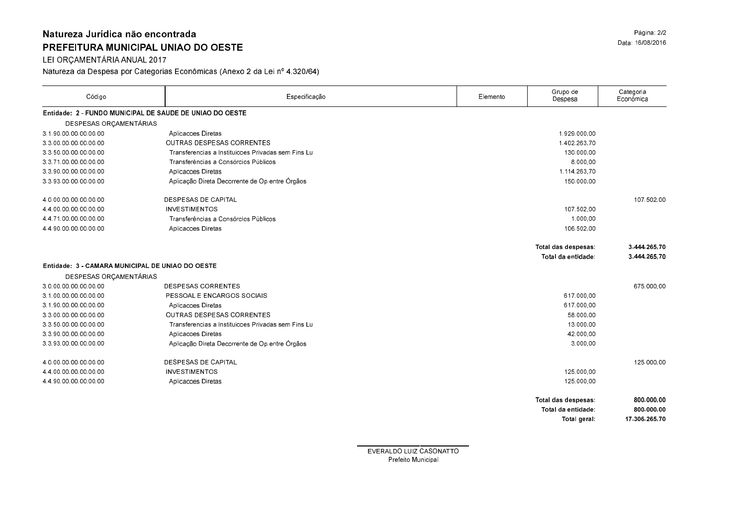# Natureza Jurídica não encontrada

# PREFEITURA MUNICIPAL UNIAO DO OESTE

LEI ORÇAMENTÁRIA ANUAL 2017

Natureza da Despesa por Categorias Econômicas (Anexo 2 da Lei nº 4.320/64)

Data: 16/08/2016

| Código | Especificação | Elemento | Grupo de Despesa | Categoria Econômica |
|---|---|---|---|---|
| **Entidade: 2 - FUNDO MUNICIPAL DE SAUDE DE UNIAO DO OESTE** | | | | |
| DESPESAS ORÇAMENTÁRIAS | | | | |
| 3.1.90.00.00.00.00.00 | Aplicacoes Diretas | | 1.929.000,00 | |
| 3.3.00.00.00.00.00.00 | OUTRAS DESPESAS CORRENTES | | 1.402.263,70 | |
| 3.3.50.00.00.00.00.00 | Transferencias a Instituicoes Privadas sem Fins Lu | | 130.000,00 | |
| 3.3.71.00.00.00.00.00 | Transferências a Consórcios Públicos | | 8.000,00 | |
| 3.3.90.00.00.00.00.00 | Aplicacoes Diretas | | 1.114.263,70 | |
| 3.3.93.00.00.00.00.00 | Aplicação Direta Decorrente de Op.entre Órgãos | | 150.000,00 | |
| 4.0.00.00.00.00.00.00 | DESPESAS DE CAPITAL | | | 107.502,00 |
| 4.4.00.00.00.00.00.00 | INVESTIMENTOS | | 107.502,00 | |
| 4.4.71.00.00.00.00.00 | Transferências a Consórcios Públicos | | 1.000,00 | |
| 4.4.90.00.00.00.00.00 | Aplicacoes Diretas | | 106.502,00 | |
| | | | **Total das despesas:** | **3.444.265,70** |
| | | | **Total da entidade:** | **3.444.265,70** |
| **Entidade: 3 - CAMARA MUNICIPAL DE UNIAO DO OESTE** | | | | |
| DESPESAS ORÇAMENTÁRIAS | | | | |
| 3.0.00.00.00.00.00.00 | DESPESAS CORRENTES | | | 675.000,00 |
| 3.1.00.00.00.00.00.00 | PESSOAL E ENCARGOS SOCIAIS | | 617.000,00 | |
| 3.1.90.00.00.00.00.00 | Aplicacoes Diretas | | 617.000,00 | |
| 3.3.00.00.00.00.00.00 | OUTRAS DESPESAS CORRENTES | | 58.000,00 | |
| 3.3.50.00.00.00.00.00 | Transferencias a Instituicoes Privadas sem Fins Lu | | 13.000,00 | |
| 3.3.90.00.00.00.00.00 | Aplicacoes Diretas | | 42.000,00 | |
| 3.3.93.00.00.00.00.00 | Aplicação Direta Decorrente de Op.entre Órgãos | | 3.000,00 | |
| 4.0.00.00.00.00.00.00 | DESPESAS DE CAPITAL | | | 125.000,00 |
| 4.4.00.00.00.00.00.00 | INVESTIMENTOS | | 125.000,00 | |
| 4.4.90.00.00.00.00.00 | Aplicacoes Diretas | | 125.000,00 | |
| | | | **Total das despesas:** | **800.000,00** |
| | | | **Total da entidade:** | **800.000,00** |
| | | | **Total geral:** | **17.306.265,70** |

EVERALDO LUIZ CASONATTO
Prefeito Municipal